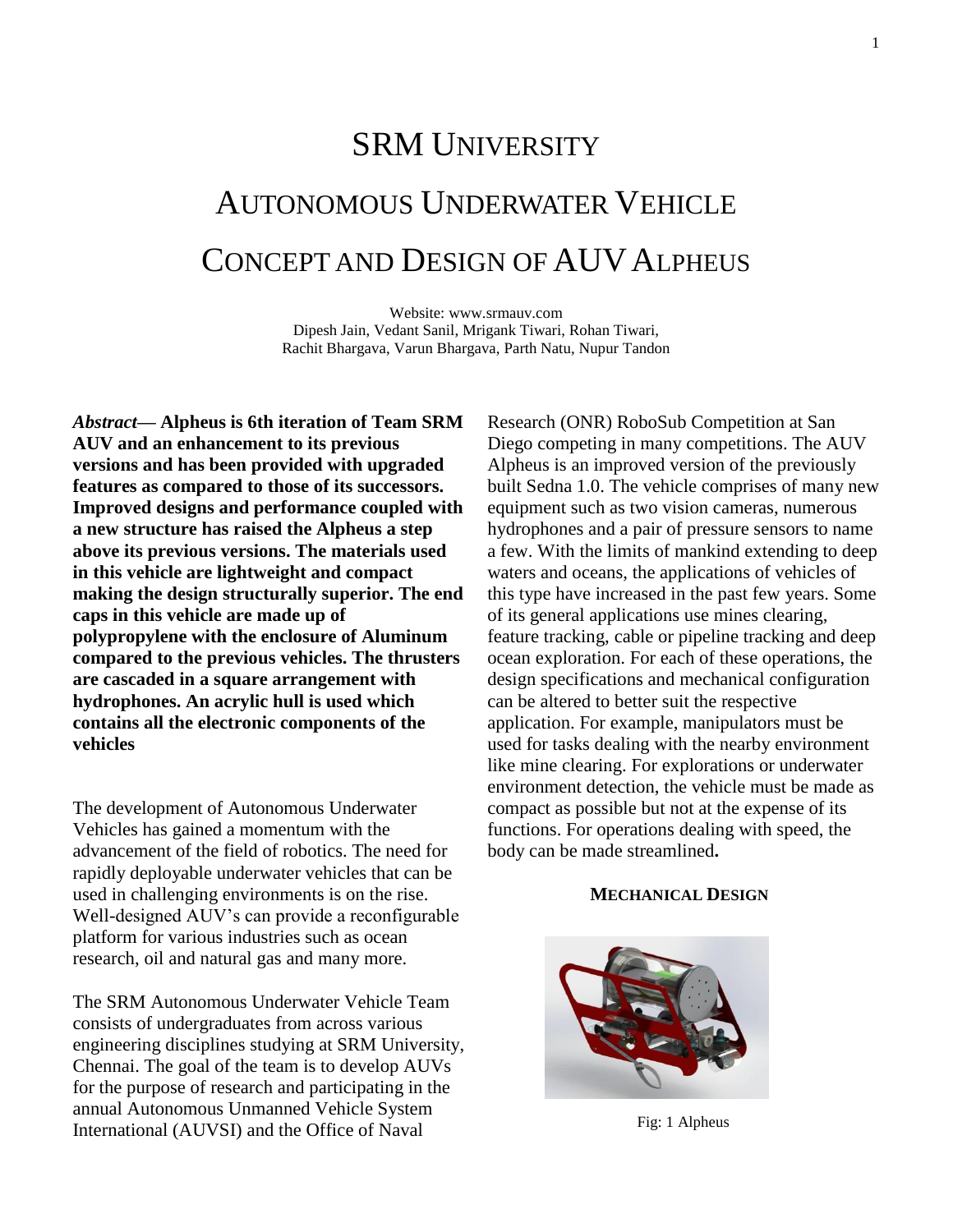# SRM University

# Autonomous Underwater Vehicle

# Concept and Design of AUV Alpheus

Website: www.srmauv.com
Dipesh Jain, Vedant Sanil, Mrigank Tiwari, Rohan Tiwari,
Rachit Bhargava, Varun Bhargava, Parth Natu, Nupur Tandon

***Abstract*— Alpheus is 6th iteration of Team SRM AUV and an enhancement to its previous versions and has been provided with upgraded features as compared to those of its successors. Improved designs and performance coupled with a new structure has raised the Alpheus a step above its previous versions. The materials used in this vehicle are lightweight and compact making the design structurally superior. The end caps in this vehicle are made up of polypropylene with the enclosure of Aluminum compared to the previous vehicles. The thrusters are cascaded in a square arrangement with hydrophones. An acrylic hull is used which contains all the electronic components of the vehicles**

The development of Autonomous Underwater Vehicles has gained a momentum with the advancement of the field of robotics. The need for rapidly deployable underwater vehicles that can be used in challenging environments is on the rise. Well-designed AUV's can provide a reconfigurable platform for various industries such as ocean research, oil and natural gas and many more.

The SRM Autonomous Underwater Vehicle Team consists of undergraduates from across various engineering disciplines studying at SRM University, Chennai. The goal of the team is to develop AUVs for the purpose of research and participating in the annual Autonomous Unmanned Vehicle System International (AUVSI) and the Office of Naval Research (ONR) RoboSub Competition at San Diego competing in many competitions. The AUV Alpheus is an improved version of the previously built Sedna 1.0. The vehicle comprises of many new equipment such as two vision cameras, numerous hydrophones and a pair of pressure sensors to name a few. With the limits of mankind extending to deep waters and oceans, the applications of vehicles of this type have increased in the past few years. Some of its general applications use mines clearing, feature tracking, cable or pipeline tracking and deep ocean exploration. For each of these operations, the design specifications and mechanical configuration can be altered to better suit the respective application. For example, manipulators must be used for tasks dealing with the nearby environment like mine clearing. For explorations or underwater environment detection, the vehicle must be made as compact as possible but not at the expense of its functions. For operations dealing with speed, the body can be made streamlined**.**

## Mechanical Design

Fig: 1 Alpheus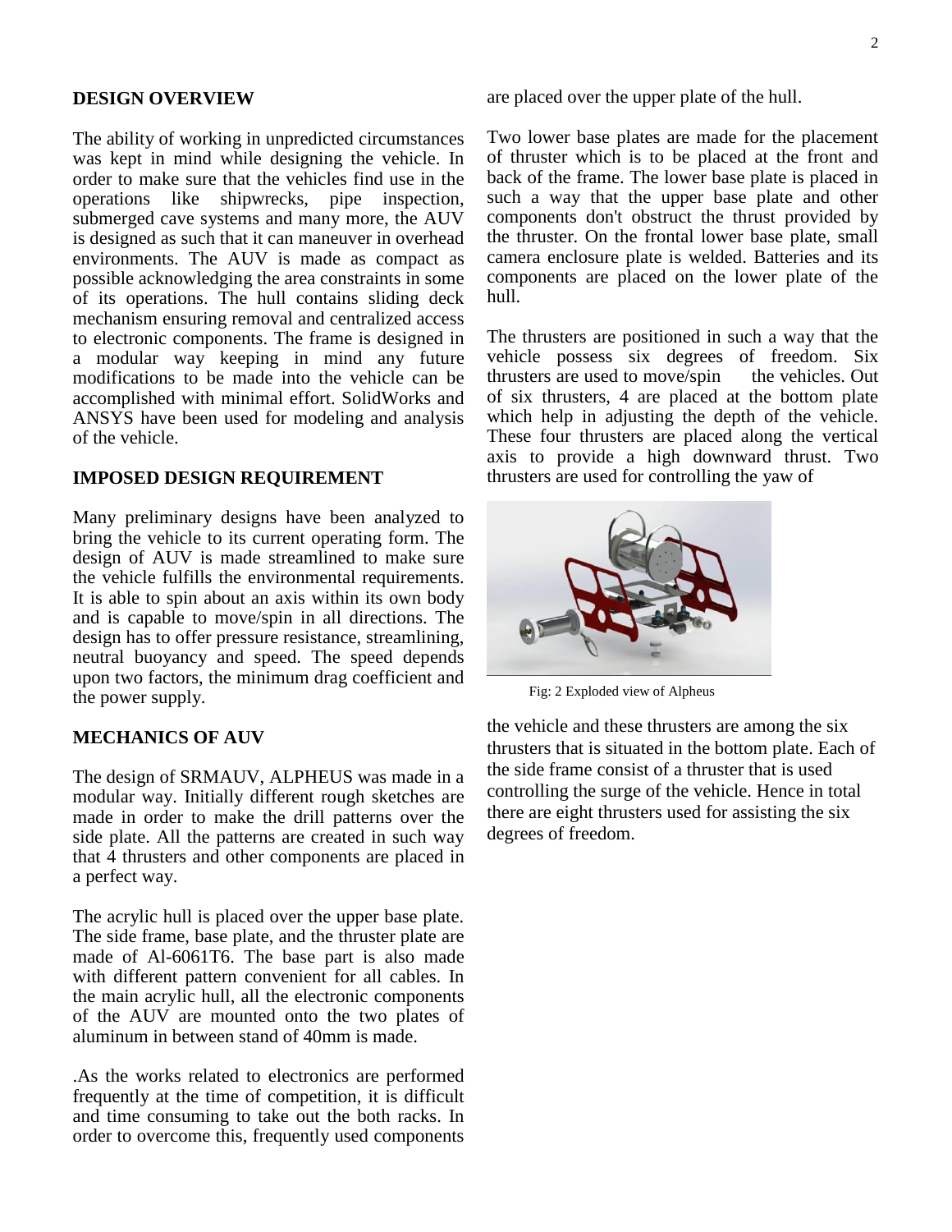## DESIGN OVERVIEW

The ability of working in unpredicted circumstances was kept in mind while designing the vehicle. In order to make sure that the vehicles find use in the operations like shipwrecks, pipe inspection, submerged cave systems and many more, the AUV is designed as such that it can maneuver in overhead environments. The AUV is made as compact as possible acknowledging the area constraints in some of its operations. The hull contains sliding deck mechanism ensuring removal and centralized access to electronic components. The frame is designed in a modular way keeping in mind any future modifications to be made into the vehicle can be accomplished with minimal effort. SolidWorks and ANSYS have been used for modeling and analysis of the vehicle.

## IMPOSED DESIGN REQUIREMENT

Many preliminary designs have been analyzed to bring the vehicle to its current operating form. The design of AUV is made streamlined to make sure the vehicle fulfills the environmental requirements. It is able to spin about an axis within its own body and is capable to move/spin in all directions. The design has to offer pressure resistance, streamlining, neutral buoyancy and speed. The speed depends upon two factors, the minimum drag coefficient and the power supply.

## MECHANICS OF AUV

The design of SRMAUV, ALPHEUS was made in a modular way. Initially different rough sketches are made in order to make the drill patterns over the side plate. All the patterns are created in such way that 4 thrusters and other components are placed in a perfect way.

The acrylic hull is placed over the upper base plate. The side frame, base plate, and the thruster plate are made of Al-6061T6. The base part is also made with different pattern convenient for all cables. In the main acrylic hull, all the electronic components of the AUV are mounted onto the two plates of aluminum in between stand of 40mm is made.

.As the works related to electronics are performed frequently at the time of competition, it is difficult and time consuming to take out the both racks. In order to overcome this, frequently used components are placed over the upper plate of the hull.

Two lower base plates are made for the placement of thruster which is to be placed at the front and back of the frame. The lower base plate is placed in such a way that the upper base plate and other components don't obstruct the thrust provided by the thruster. On the frontal lower base plate, small camera enclosure plate is welded. Batteries and its components are placed on the lower plate of the hull.

The thrusters are positioned in such a way that the vehicle possess six degrees of freedom. Six thrusters are used to move/spin the vehicles. Out of six thrusters, 4 are placed at the bottom plate which help in adjusting the depth of the vehicle. These four thrusters are placed along the vertical axis to provide a high downward thrust. Two thrusters are used for controlling the yaw of

Fig: 2 Exploded view of Alpheus

the vehicle and these thrusters are among the six thrusters that is situated in the bottom plate. Each of the side frame consist of a thruster that is used controlling the surge of the vehicle. Hence in total there are eight thrusters used for assisting the six degrees of freedom.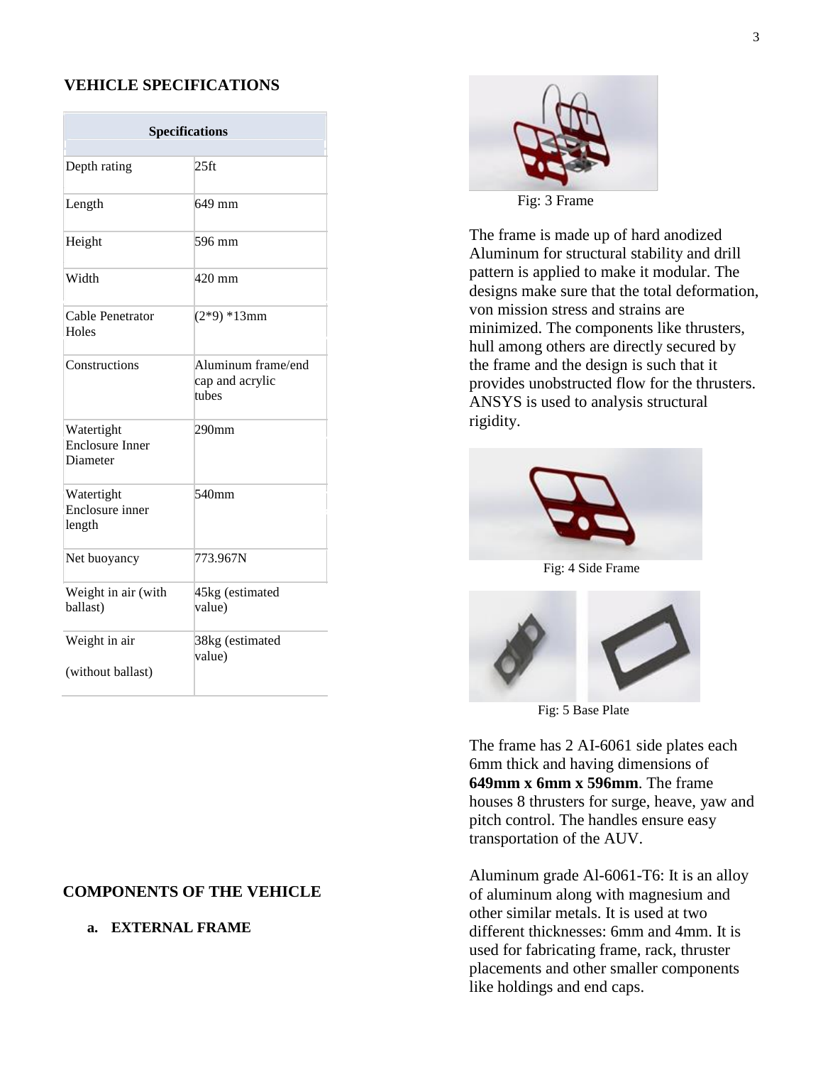## VEHICLE SPECIFICATIONS

| Specifications | |
|---|---|
| Depth rating | 25ft |
| Length | 649 mm |
| Height | 596 mm |
| Width | 420 mm |
| Cable Penetrator Holes | (2*9) *13mm |
| Constructions | Aluminum frame/end cap and acrylic tubes |
| Watertight Enclosure Inner Diameter | 290mm |
| Watertight Enclosure inner length | 540mm |
| Net buoyancy | 773.967N |
| Weight in air (with ballast) | 45kg (estimated value) |
| Weight in air (without ballast) | 38kg (estimated value) |

## COMPONENTS OF THE VEHICLE

### a. EXTERNAL FRAME

Fig: 3 Frame

The frame is made up of hard anodized Aluminum for structural stability and drill pattern is applied to make it modular. The designs make sure that the total deformation, von mission stress and strains are minimized. The components like thrusters, hull among others are directly secured by the frame and the design is such that it provides unobstructed flow for the thrusters. ANSYS is used to analysis structural rigidity.

Fig: 4 Side Frame

Fig: 5 Base Plate

The frame has 2 AI-6061 side plates each 6mm thick and having dimensions of **649mm x 6mm x 596mm**. The frame houses 8 thrusters for surge, heave, yaw and pitch control. The handles ensure easy transportation of the AUV.

Aluminum grade Al-6061-T6: It is an alloy of aluminum along with magnesium and other similar metals. It is used at two different thicknesses: 6mm and 4mm. It is used for fabricating frame, rack, thruster placements and other smaller components like holdings and end caps.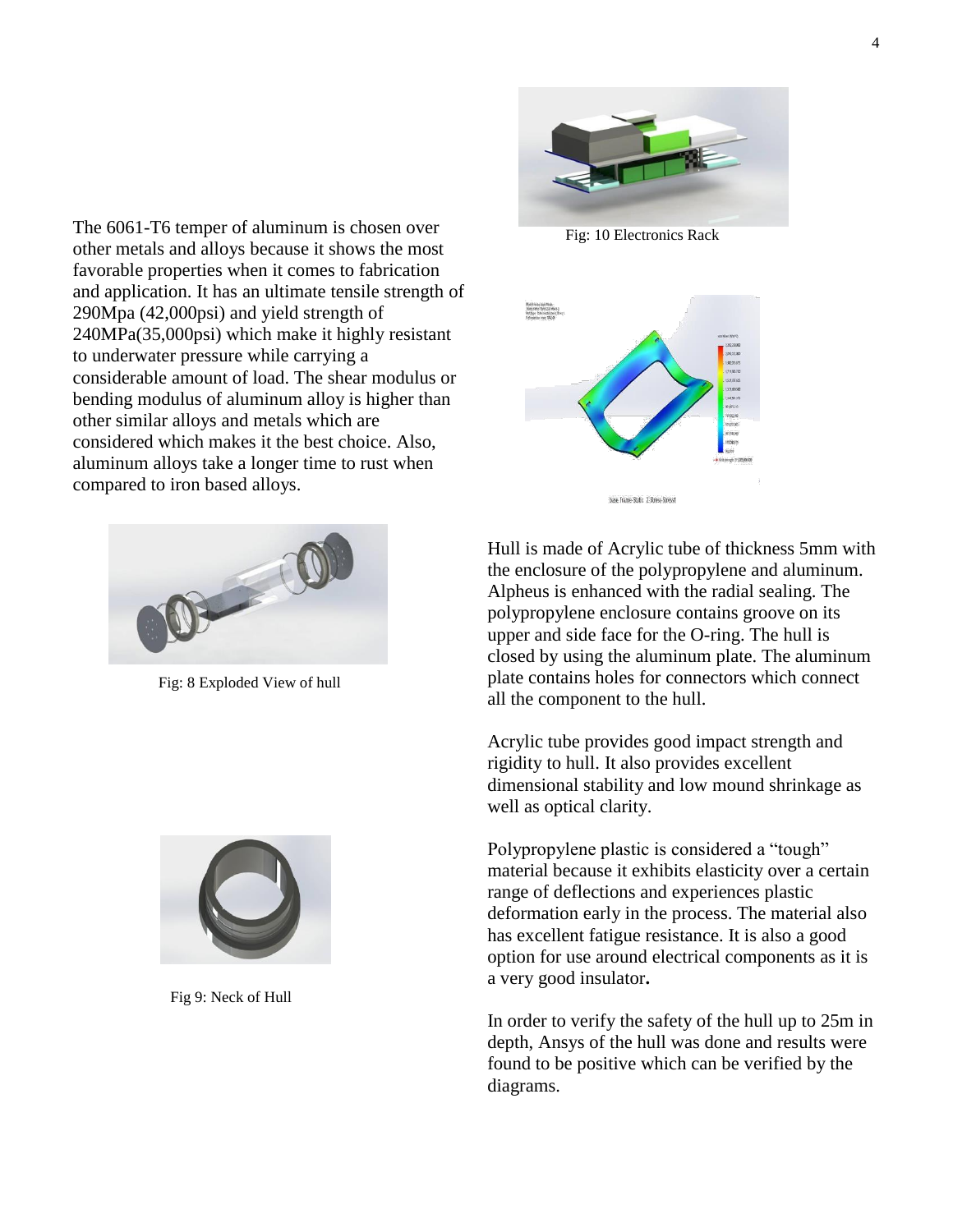The 6061-T6 temper of aluminum is chosen over other metals and alloys because it shows the most favorable properties when it comes to fabrication and application. It has an ultimate tensile strength of 290Mpa (42,000psi) and yield strength of 240MPa(35,000psi) which make it highly resistant to underwater pressure while carrying a considerable amount of load. The shear modulus or bending modulus of aluminum alloy is higher than other similar alloys and metals which are considered which makes it the best choice. Also, aluminum alloys take a longer time to rust when compared to iron based alloys.

Fig: 10 Electronics Rack

Fig: 8 Exploded View of hull

Hull is made of Acrylic tube of thickness 5mm with the enclosure of the polypropylene and aluminum. Alpheus is enhanced with the radial sealing. The polypropylene enclosure contains groove on its upper and side face for the O-ring. The hull is closed by using the aluminum plate. The aluminum plate contains holes for connectors which connect all the component to the hull.

Acrylic tube provides good impact strength and rigidity to hull. It also provides excellent dimensional stability and low mound shrinkage as well as optical clarity.

Polypropylene plastic is considered a “tough” material because it exhibits elasticity over a certain range of deflections and experiences plastic deformation early in the process. The material also has excellent fatigue resistance. It is also a good option for use around electrical components as it is a very good insulator**.**

Fig 9: Neck of Hull

In order to verify the safety of the hull up to 25m in depth, Ansys of the hull was done and results were found to be positive which can be verified by the diagrams.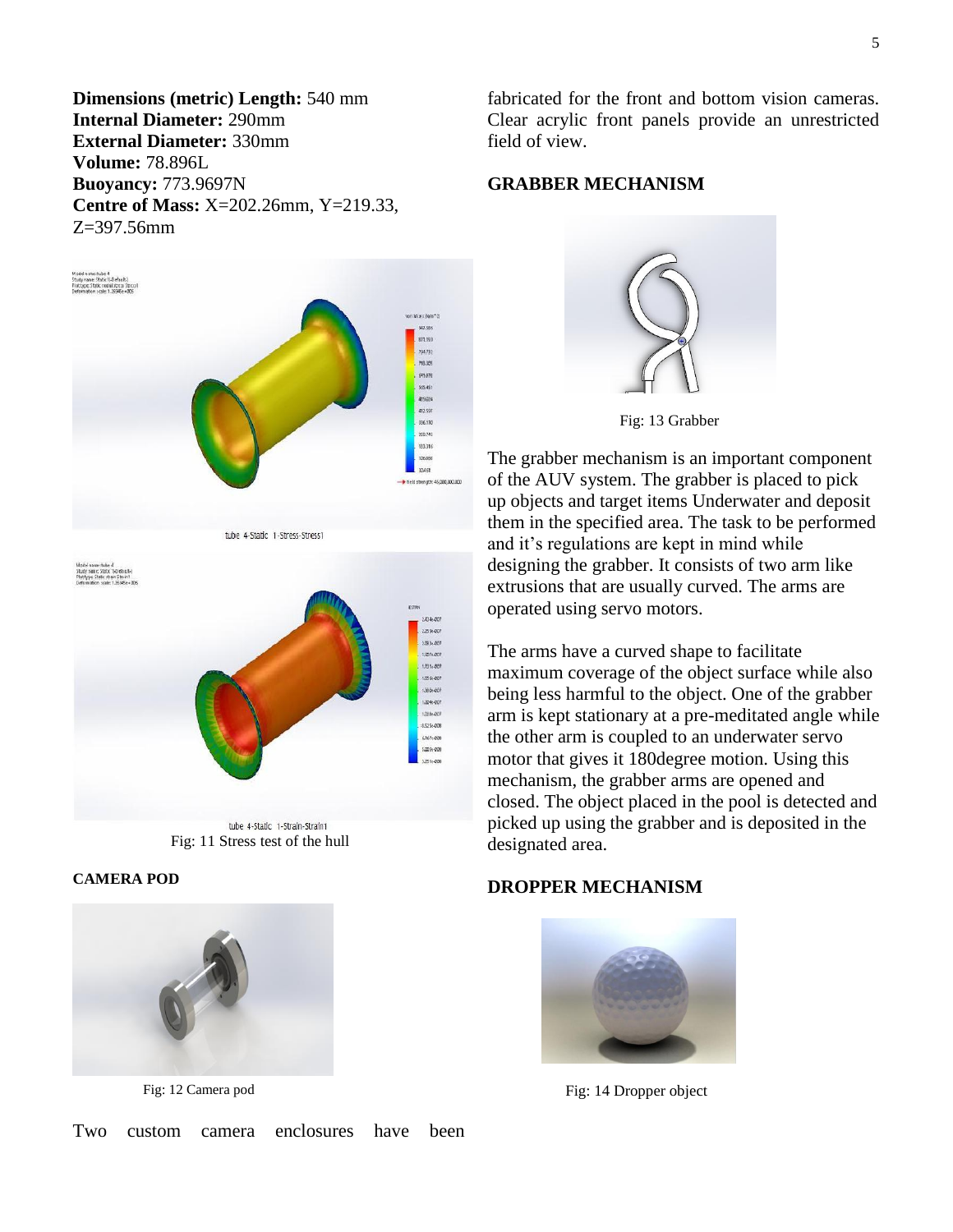**Dimensions (metric) Length:** 540 mm
**Internal Diameter:** 290mm
**External Diameter:** 330mm
**Volume:** 78.896L
**Buoyancy:** 773.9697N
**Centre of Mass:** X=202.26mm, Y=219.33, Z=397.56mm

tube 4-Static 1-Stress-Stress1

tube 4-Static 1-Strain-Strain1

Fig: 11 Stress test of the hull

### CAMERA POD

Fig: 12 Camera pod

Two custom camera enclosures have been fabricated for the front and bottom vision cameras. Clear acrylic front panels provide an unrestricted field of view.

### GRABBER MECHANISM

Fig: 13 Grabber

The grabber mechanism is an important component of the AUV system. The grabber is placed to pick up objects and target items Underwater and deposit them in the specified area. The task to be performed and it's regulations are kept in mind while designing the grabber. It consists of two arm like extrusions that are usually curved. The arms are operated using servo motors.

The arms have a curved shape to facilitate maximum coverage of the object surface while also being less harmful to the object. One of the grabber arm is kept stationary at a pre-meditated angle while the other arm is coupled to an underwater servo motor that gives it 180degree motion. Using this mechanism, the grabber arms are opened and closed. The object placed in the pool is detected and picked up using the grabber and is deposited in the designated area.

### DROPPER MECHANISM

Fig: 14 Dropper object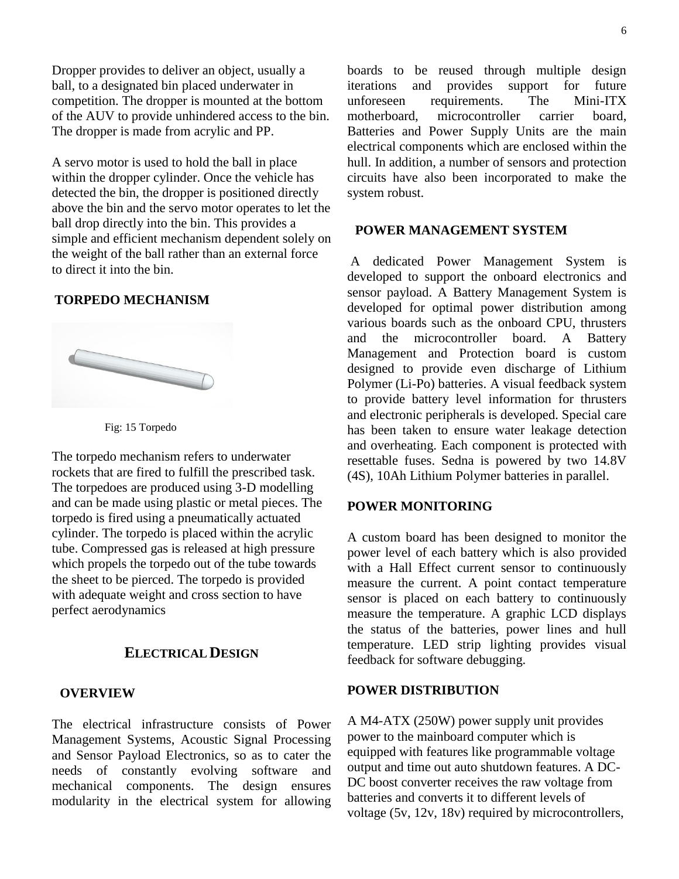Dropper provides to deliver an object, usually a ball, to a designated bin placed underwater in competition. The dropper is mounted at the bottom of the AUV to provide unhindered access to the bin. The dropper is made from acrylic and PP.

A servo motor is used to hold the ball in place within the dropper cylinder. Once the vehicle has detected the bin, the dropper is positioned directly above the bin and the servo motor operates to let the ball drop directly into the bin. This provides a simple and efficient mechanism dependent solely on the weight of the ball rather than an external force to direct it into the bin.

### TORPEDO MECHANISM

Fig: 15 Torpedo

The torpedo mechanism refers to underwater rockets that are fired to fulfill the prescribed task. The torpedoes are produced using 3-D modelling and can be made using plastic or metal pieces. The torpedo is fired using a pneumatically actuated cylinder. The torpedo is placed within the acrylic tube. Compressed gas is released at high pressure which propels the torpedo out of the tube towards the sheet to be pierced. The torpedo is provided with adequate weight and cross section to have perfect aerodynamics

## ELECTRICAL DESIGN

### OVERVIEW

The electrical infrastructure consists of Power Management Systems, Acoustic Signal Processing and Sensor Payload Electronics, so as to cater the needs of constantly evolving software and mechanical components. The design ensures modularity in the electrical system for allowing boards to be reused through multiple design iterations and provides support for future unforeseen requirements. The Mini-ITX motherboard, microcontroller carrier board, Batteries and Power Supply Units are the main electrical components which are enclosed within the hull. In addition, a number of sensors and protection circuits have also been incorporated to make the system robust.

### POWER MANAGEMENT SYSTEM

A dedicated Power Management System is developed to support the onboard electronics and sensor payload. A Battery Management System is developed for optimal power distribution among various boards such as the onboard CPU, thrusters and the microcontroller board. A Battery Management and Protection board is custom designed to provide even discharge of Lithium Polymer (Li-Po) batteries. A visual feedback system to provide battery level information for thrusters and electronic peripherals is developed. Special care has been taken to ensure water leakage detection and overheating. Each component is protected with resettable fuses. Sedna is powered by two 14.8V (4S), 10Ah Lithium Polymer batteries in parallel.

### POWER MONITORING

A custom board has been designed to monitor the power level of each battery which is also provided with a Hall Effect current sensor to continuously measure the current. A point contact temperature sensor is placed on each battery to continuously measure the temperature. A graphic LCD displays the status of the batteries, power lines and hull temperature. LED strip lighting provides visual feedback for software debugging.

### POWER DISTRIBUTION

A M4-ATX (250W) power supply unit provides power to the mainboard computer which is equipped with features like programmable voltage output and time out auto shutdown features. A DC-DC boost converter receives the raw voltage from batteries and converts it to different levels of voltage (5v, 12v, 18v) required by microcontrollers,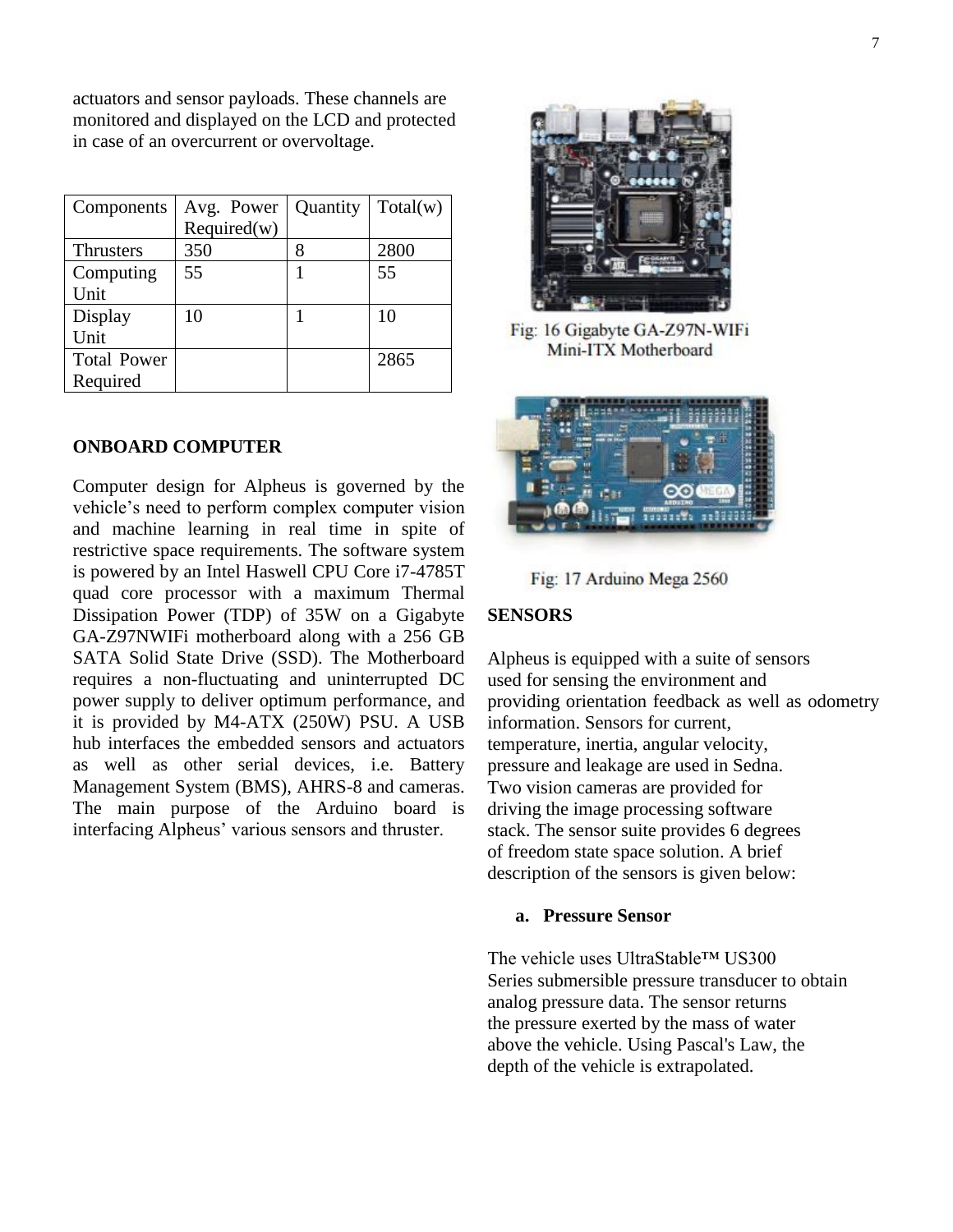actuators and sensor payloads. These channels are monitored and displayed on the LCD and protected in case of an overcurrent or overvoltage.

| Components | Avg. Power Required(w) | Quantity | Total(w) |
| --- | --- | --- | --- |
| Thrusters | 350 | 8 | 2800 |
| Computing Unit | 55 | 1 | 55 |
| Display Unit | 10 | 1 | 10 |
| Total Power Required | | | 2865 |

## ONBOARD COMPUTER

Computer design for Alpheus is governed by the vehicle's need to perform complex computer vision and machine learning in real time in spite of restrictive space requirements. The software system is powered by an Intel Haswell CPU Core i7-4785T quad core processor with a maximum Thermal Dissipation Power (TDP) of 35W on a Gigabyte GA-Z97NWIFi motherboard along with a 256 GB SATA Solid State Drive (SSD). The Motherboard requires a non-fluctuating and uninterrupted DC power supply to deliver optimum performance, and it is provided by M4-ATX (250W) PSU. A USB hub interfaces the embedded sensors and actuators as well as other serial devices, i.e. Battery Management System (BMS), AHRS-8 and cameras. The main purpose of the Arduino board is interfacing Alpheus' various sensors and thruster.

Fig: 16 Gigabyte GA-Z97N-WIFi Mini-ITX Motherboard

Fig: 17 Arduino Mega 2560

## SENSORS

Alpheus is equipped with a suite of sensors used for sensing the environment and providing orientation feedback as well as odometry information. Sensors for current, temperature, inertia, angular velocity, pressure and leakage are used in Sedna. Two vision cameras are provided for driving the image processing software stack. The sensor suite provides 6 degrees of freedom state space solution. A brief description of the sensors is given below:

### a. Pressure Sensor

The vehicle uses UltraStable™ US300 Series submersible pressure transducer to obtain analog pressure data. The sensor returns the pressure exerted by the mass of water above the vehicle. Using Pascal's Law, the depth of the vehicle is extrapolated.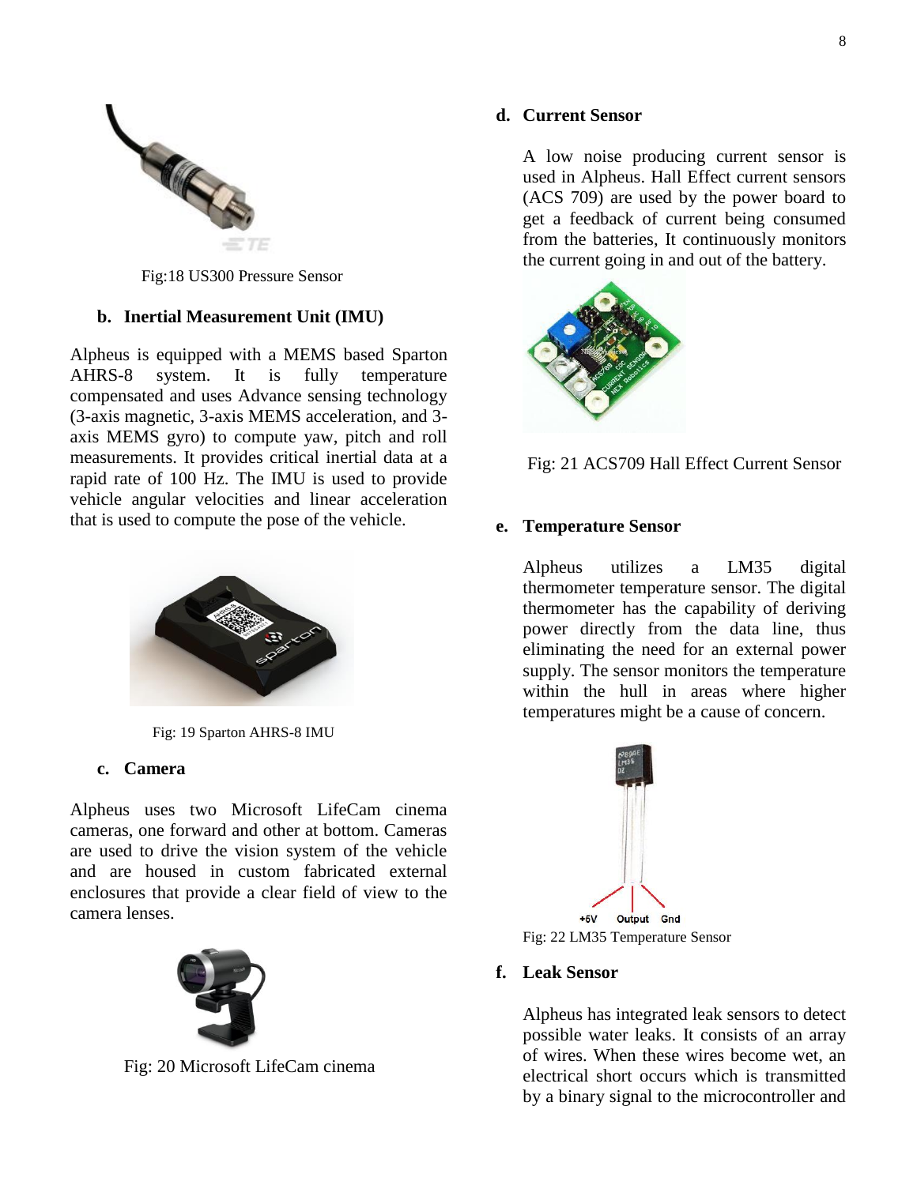Fig:18 US300 Pressure Sensor

### b. Inertial Measurement Unit (IMU)

Alpheus is equipped with a MEMS based Sparton AHRS-8 system. It is fully temperature compensated and uses Advance sensing technology (3-axis magnetic, 3-axis MEMS acceleration, and 3-axis MEMS gyro) to compute yaw, pitch and roll measurements. It provides critical inertial data at a rapid rate of 100 Hz. The IMU is used to provide vehicle angular velocities and linear acceleration that is used to compute the pose of the vehicle.

Fig: 19 Sparton AHRS-8 IMU

### c. Camera

Alpheus uses two Microsoft LifeCam cinema cameras, one forward and other at bottom. Cameras are used to drive the vision system of the vehicle and are housed in custom fabricated external enclosures that provide a clear field of view to the camera lenses.

Fig: 20 Microsoft LifeCam cinema

### d. Current Sensor

A low noise producing current sensor is used in Alpheus. Hall Effect current sensors (ACS 709) are used by the power board to get a feedback of current being consumed from the batteries, It continuously monitors the current going in and out of the battery.

Fig: 21 ACS709 Hall Effect Current Sensor

### e. Temperature Sensor

Alpheus utilizes a LM35 digital thermometer temperature sensor. The digital thermometer has the capability of deriving power directly from the data line, thus eliminating the need for an external power supply. The sensor monitors the temperature within the hull in areas where higher temperatures might be a cause of concern.

Fig: 22 LM35 Temperature Sensor

### f. Leak Sensor

Alpheus has integrated leak sensors to detect possible water leaks. It consists of an array of wires. When these wires become wet, an electrical short occurs which is transmitted by a binary signal to the microcontroller and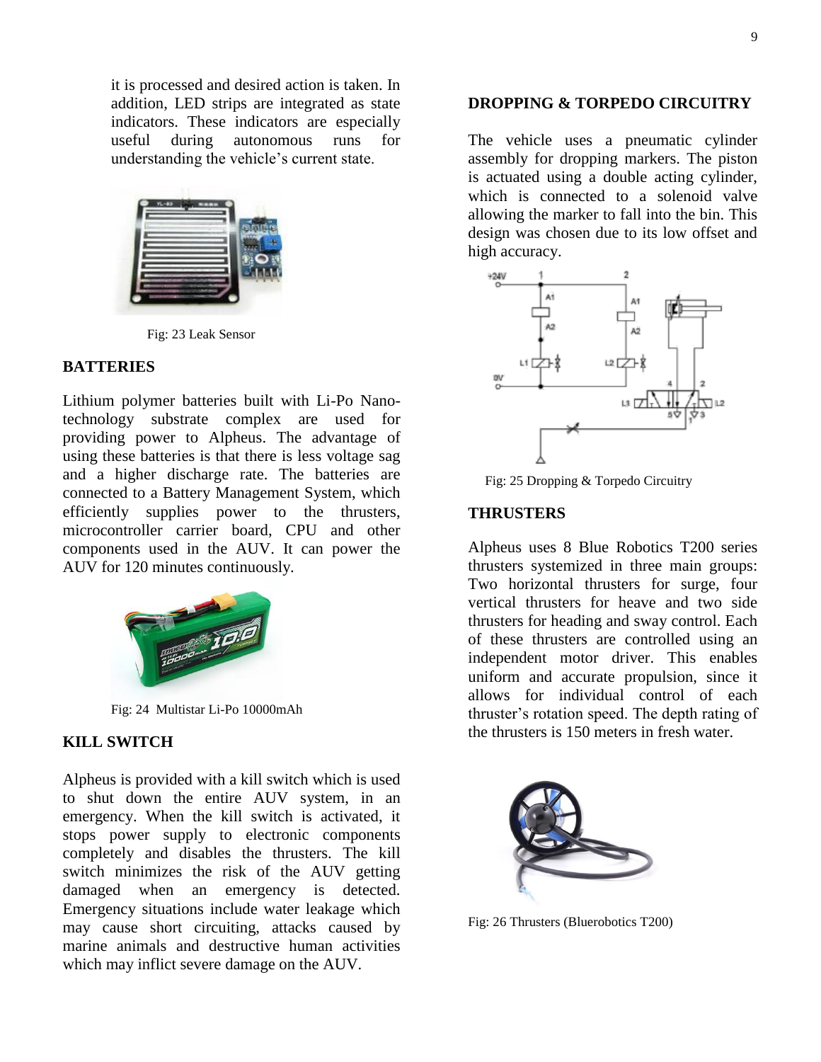it is processed and desired action is taken. In addition, LED strips are integrated as state indicators. These indicators are especially useful during autonomous runs for understanding the vehicle's current state.

Fig: 23 Leak Sensor

## BATTERIES

Lithium polymer batteries built with Li-Po Nano-technology substrate complex are used for providing power to Alpheus. The advantage of using these batteries is that there is less voltage sag and a higher discharge rate. The batteries are connected to a Battery Management System, which efficiently supplies power to the thrusters, microcontroller carrier board, CPU and other components used in the AUV. It can power the AUV for 120 minutes continuously.

Fig: 24 Multistar Li-Po 10000mAh

## KILL SWITCH

Alpheus is provided with a kill switch which is used to shut down the entire AUV system, in an emergency. When the kill switch is activated, it stops power supply to electronic components completely and disables the thrusters. The kill switch minimizes the risk of the AUV getting damaged when an emergency is detected. Emergency situations include water leakage which may cause short circuiting, attacks caused by marine animals and destructive human activities which may inflict severe damage on the AUV.

## DROPPING & TORPEDO CIRCUITRY

The vehicle uses a pneumatic cylinder assembly for dropping markers. The piston is actuated using a double acting cylinder, which is connected to a solenoid valve allowing the marker to fall into the bin. This design was chosen due to its low offset and high accuracy.

Fig: 25 Dropping & Torpedo Circuitry

## THRUSTERS

Alpheus uses 8 Blue Robotics T200 series thrusters systemized in three main groups: Two horizontal thrusters for surge, four vertical thrusters for heave and two side thrusters for heading and sway control. Each of these thrusters are controlled using an independent motor driver. This enables uniform and accurate propulsion, since it allows for individual control of each thruster's rotation speed. The depth rating of the thrusters is 150 meters in fresh water.

Fig: 26 Thrusters (Bluerobotics T200)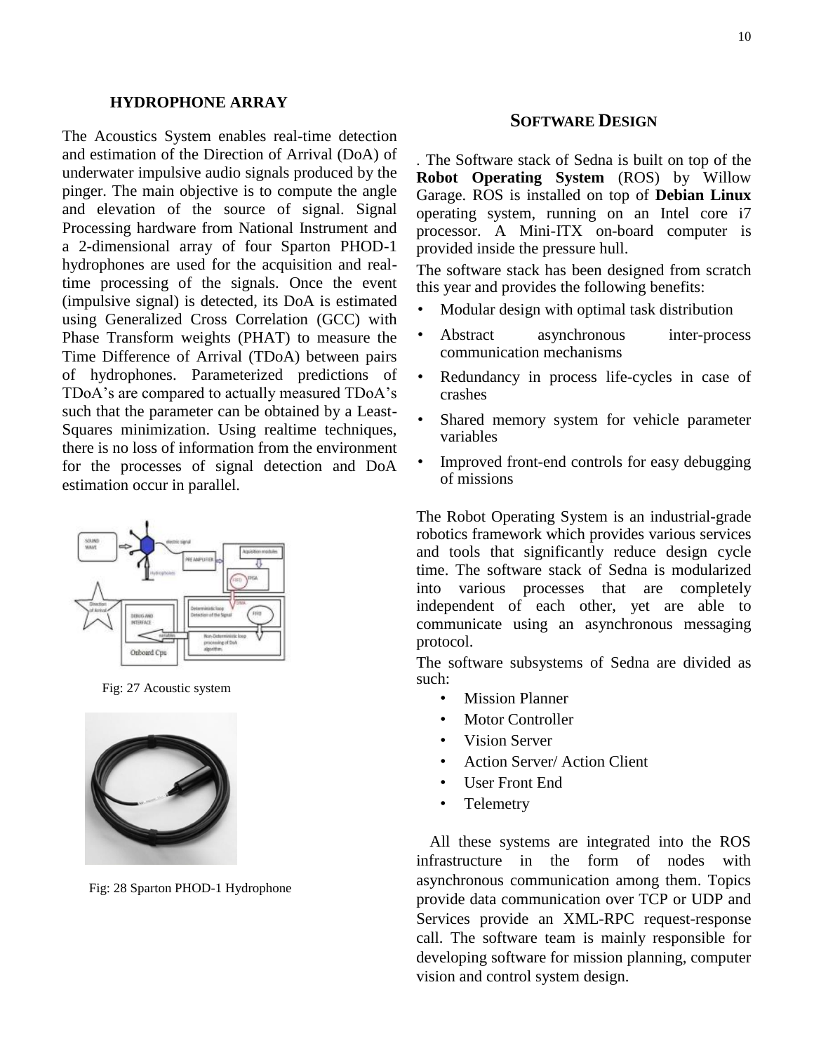## HYDROPHONE ARRAY

The Acoustics System enables real-time detection and estimation of the Direction of Arrival (DoA) of underwater impulsive audio signals produced by the pinger. The main objective is to compute the angle and elevation of the source of signal. Signal Processing hardware from National Instrument and a 2-dimensional array of four Sparton PHOD-1 hydrophones are used for the acquisition and real-time processing of the signals. Once the event (impulsive signal) is detected, its DoA is estimated using Generalized Cross Correlation (GCC) with Phase Transform weights (PHAT) to measure the Time Difference of Arrival (TDoA) between pairs of hydrophones. Parameterized predictions of TDoA's are compared to actually measured TDoA's such that the parameter can be obtained by a Least-Squares minimization. Using realtime techniques, there is no loss of information from the environment for the processes of signal detection and DoA estimation occur in parallel.

Fig: 27 Acoustic system

Fig: 28 Sparton PHOD-1 Hydrophone

## SOFTWARE DESIGN

. The Software stack of Sedna is built on top of the **Robot Operating System** (ROS) by Willow Garage. ROS is installed on top of **Debian Linux** operating system, running on an Intel core i7 processor. A Mini-ITX on-board computer is provided inside the pressure hull.

The software stack has been designed from scratch this year and provides the following benefits:

- Modular design with optimal task distribution
- Abstract asynchronous inter-process communication mechanisms
- Redundancy in process life-cycles in case of crashes
- Shared memory system for vehicle parameter variables
- Improved front-end controls for easy debugging of missions

The Robot Operating System is an industrial-grade robotics framework which provides various services and tools that significantly reduce design cycle time. The software stack of Sedna is modularized into various processes that are completely independent of each other, yet are able to communicate using an asynchronous messaging protocol.

The software subsystems of Sedna are divided as such:

- Mission Planner
- Motor Controller
- Vision Server
- Action Server/ Action Client
- User Front End
- Telemetry

All these systems are integrated into the ROS infrastructure in the form of nodes with asynchronous communication among them. Topics provide data communication over TCP or UDP and Services provide an XML-RPC request-response call. The software team is mainly responsible for developing software for mission planning, computer vision and control system design.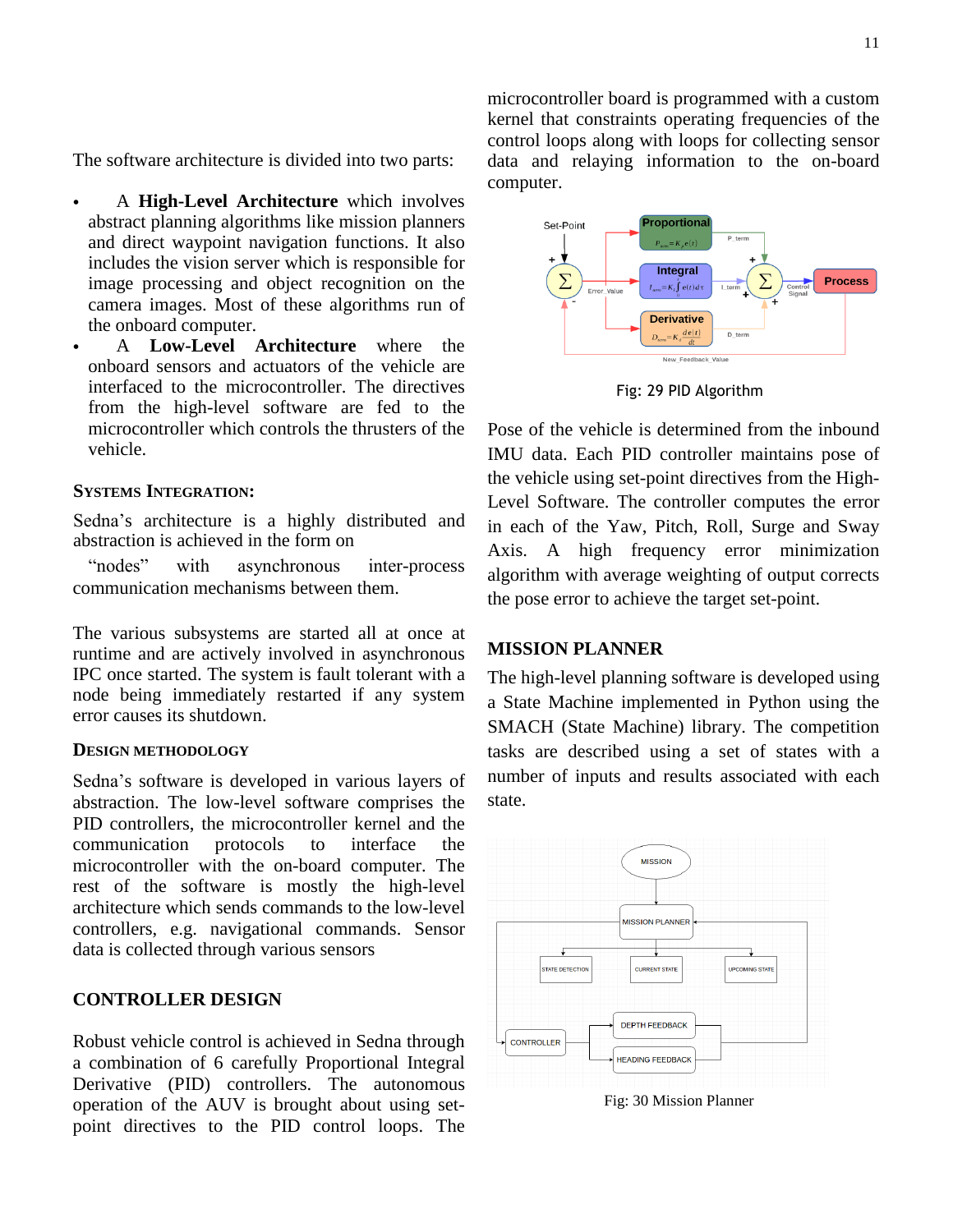The software architecture is divided into two parts:

- A **High-Level Architecture** which involves abstract planning algorithms like mission planners and direct waypoint navigation functions. It also includes the vision server which is responsible for image processing and object recognition on the camera images. Most of these algorithms run of the onboard computer.
- A **Low-Level Architecture** where the onboard sensors and actuators of the vehicle are interfaced to the microcontroller. The directives from the high-level software are fed to the microcontroller which controls the thrusters of the vehicle.

### SYSTEMS INTEGRATION:

Sedna's architecture is a highly distributed and abstraction is achieved in the form on

"nodes" with asynchronous inter-process communication mechanisms between them.

The various subsystems are started all at once at runtime and are actively involved in asynchronous IPC once started. The system is fault tolerant with a node being immediately restarted if any system error causes its shutdown.

### DESIGN METHODOLOGY

Sedna's software is developed in various layers of abstraction. The low-level software comprises the PID controllers, the microcontroller kernel and the communication protocols to interface the microcontroller with the on-board computer. The rest of the software is mostly the high-level architecture which sends commands to the low-level controllers, e.g. navigational commands. Sensor data is collected through various sensors

## CONTROLLER DESIGN

Robust vehicle control is achieved in Sedna through a combination of 6 carefully Proportional Integral Derivative (PID) controllers. The autonomous operation of the AUV is brought about using set-point directives to the PID control loops. The microcontroller board is programmed with a custom kernel that constraints operating frequencies of the control loops along with loops for collecting sensor data and relaying information to the on-board computer.

Fig: 29 PID Algorithm

Pose of the vehicle is determined from the inbound IMU data. Each PID controller maintains pose of the vehicle using set-point directives from the High-Level Software. The controller computes the error in each of the Yaw, Pitch, Roll, Surge and Sway Axis. A high frequency error minimization algorithm with average weighting of output corrects the pose error to achieve the target set-point.

## MISSION PLANNER

The high-level planning software is developed using a State Machine implemented in Python using the SMACH (State Machine) library. The competition tasks are described using a set of states with a number of inputs and results associated with each state.

Fig: 30 Mission Planner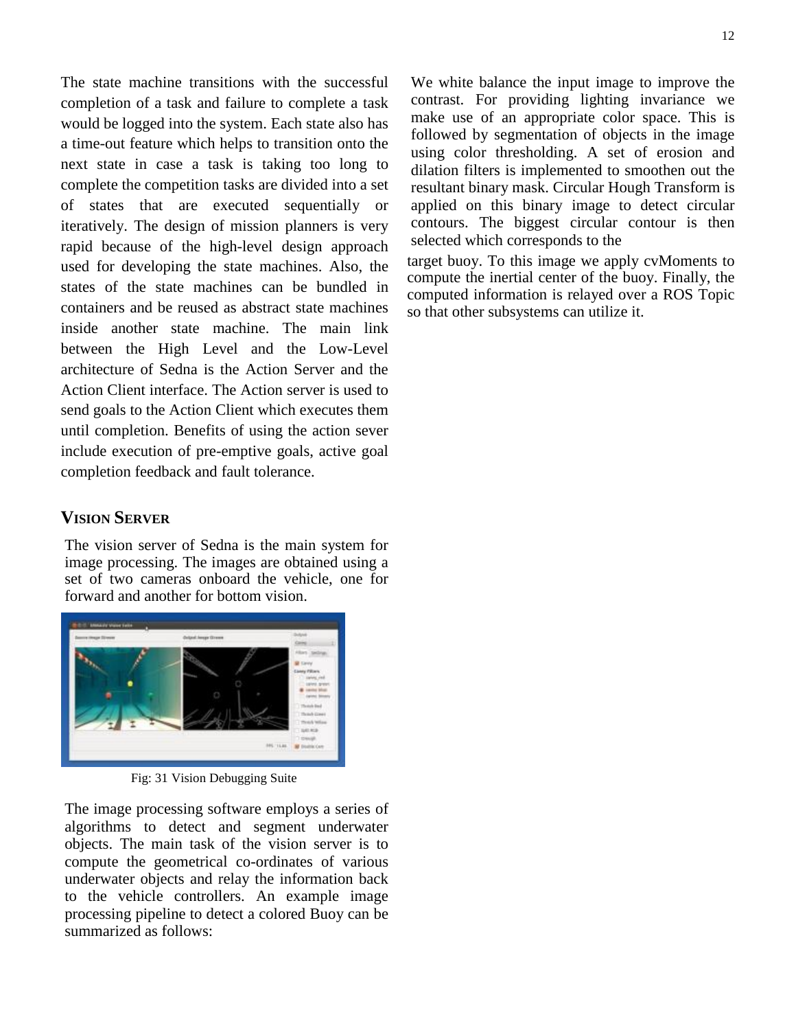The state machine transitions with the successful completion of a task and failure to complete a task would be logged into the system. Each state also has a time-out feature which helps to transition onto the next state in case a task is taking too long to complete the competition tasks are divided into a set of states that are executed sequentially or iteratively. The design of mission planners is very rapid because of the high-level design approach used for developing the state machines. Also, the states of the state machines can be bundled in containers and be reused as abstract state machines inside another state machine. The main link between the High Level and the Low-Level architecture of Sedna is the Action Server and the Action Client interface. The Action server is used to send goals to the Action Client which executes them until completion. Benefits of using the action sever include execution of pre-emptive goals, active goal completion feedback and fault tolerance.

## VISION SERVER

The vision server of Sedna is the main system for image processing. The images are obtained using a set of two cameras onboard the vehicle, one for forward and another for bottom vision.

Fig: 31 Vision Debugging Suite

The image processing software employs a series of algorithms to detect and segment underwater objects. The main task of the vision server is to compute the geometrical co-ordinates of various underwater objects and relay the information back to the vehicle controllers. An example image processing pipeline to detect a colored Buoy can be summarized as follows:

We white balance the input image to improve the contrast. For providing lighting invariance we make use of an appropriate color space. This is followed by segmentation of objects in the image using color thresholding. A set of erosion and dilation filters is implemented to smoothen out the resultant binary mask. Circular Hough Transform is applied on this binary image to detect circular contours. The biggest circular contour is then selected which corresponds to the target buoy. To this image we apply cvMoments to compute the inertial center of the buoy. Finally, the computed information is relayed over a ROS Topic so that other subsystems can utilize it.